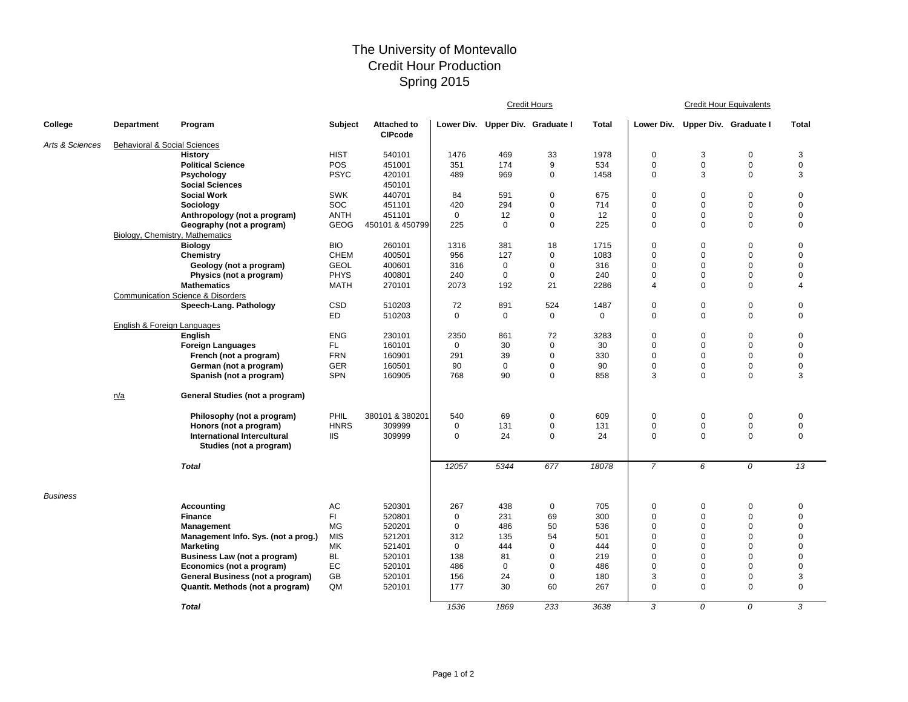# The University of Montevallo
## Credit Hour Production
## Spring 2015

| College | Department | Program | Subject | Attached to CIPcode | Credit Hours Lower Div. | Credit Hours Upper Div. | Credit Hours Graduate I | Credit Hours Total | Credit Hour Equivalents Lower Div. | Credit Hour Equivalents Upper Div. | Credit Hour Equivalents Graduate I | Credit Hour Equivalents Total |
|---|---|---|---|---|---|---|---|---|---|---|---|---|
| *Arts & Sciences* | Behavioral & Social Sciences | | | | | | | | | | | |
| | | **History** | HIST | 540101 | 1476 | 469 | 33 | 1978 | 0 | 3 | 0 | 3 |
| | | **Political Science** | POS | 451001 | 351 | 174 | 9 | 534 | 0 | 0 | 0 | 0 |
| | | **Psychology** | PSYC | 420101 | 489 | 969 | 0 | 1458 | 0 | 3 | 0 | 3 |
| | | **Social Sciences** | | 450101 | | | | | | | | |
| | | **Social Work** | SWK | 440701 | 84 | 591 | 0 | 675 | 0 | 0 | 0 | 0 |
| | | **Sociology** | SOC | 451101 | 420 | 294 | 0 | 714 | 0 | 0 | 0 | 0 |
| | | **Anthropology (not a program)** | ANTH | 451101 | 0 | 12 | 0 | 12 | 0 | 0 | 0 | 0 |
| | | **Geography (not a program)** | GEOG | 450101 & 450799 | 225 | 0 | 0 | 225 | 0 | 0 | 0 | 0 |
| | Biology, Chemistry, Mathematics | | | | | | | | | | | |
| | | **Biology** | BIO | 260101 | 1316 | 381 | 18 | 1715 | 0 | 0 | 0 | 0 |
| | | **Chemistry** | CHEM | 400501 | 956 | 127 | 0 | 1083 | 0 | 0 | 0 | 0 |
| | | **Geology (not a program)** | GEOL | 400601 | 316 | 0 | 0 | 316 | 0 | 0 | 0 | 0 |
| | | **Physics (not a program)** | PHYS | 400801 | 240 | 0 | 0 | 240 | 0 | 0 | 0 | 0 |
| | | **Mathematics** | MATH | 270101 | 2073 | 192 | 21 | 2286 | 4 | 0 | 0 | 4 |
| | Communication Science & Disorders | | | | | | | | | | | |
| | | **Speech-Lang. Pathology** | CSD | 510203 | 72 | 891 | 524 | 1487 | 0 | 0 | 0 | 0 |
| | | | ED | 510203 | 0 | 0 | 0 | 0 | 0 | 0 | 0 | 0 |
| | English & Foreign Languages | | | | | | | | | | | |
| | | **English** | ENG | 230101 | 2350 | 861 | 72 | 3283 | 0 | 0 | 0 | 0 |
| | | **Foreign Languages** | FL | 160101 | 0 | 30 | 0 | 30 | 0 | 0 | 0 | 0 |
| | | **French (not a program)** | FRN | 160901 | 291 | 39 | 0 | 330 | 0 | 0 | 0 | 0 |
| | | **German (not a program)** | GER | 160501 | 90 | 0 | 0 | 90 | 0 | 0 | 0 | 0 |
| | | **Spanish (not a program)** | SPN | 160905 | 768 | 90 | 0 | 858 | 3 | 0 | 0 | 3 |
| | n/a | **General Studies (not a program)** | | | | | | | | | | |
| | | **Philosophy (not a program)** | PHIL | 380101 & 380201 | 540 | 69 | 0 | 609 | 0 | 0 | 0 | 0 |
| | | **Honors (not a program)** | HNRS | 309999 | 0 | 131 | 0 | 131 | 0 | 0 | 0 | 0 |
| | | **International Intercultural Studies (not a program)** | IIS | 309999 | 0 | 24 | 0 | 24 | 0 | 0 | 0 | 0 |
| | | ***Total*** | | | *12057* | *5344* | *677* | *18078* | *7* | *6* | *0* | *13* |
| *Business* | | | | | | | | | | | | |
| | | **Accounting** | AC | 520301 | 267 | 438 | 0 | 705 | 0 | 0 | 0 | 0 |
| | | **Finance** | FI | 520801 | 0 | 231 | 69 | 300 | 0 | 0 | 0 | 0 |
| | | **Management** | MG | 520201 | 0 | 486 | 50 | 536 | 0 | 0 | 0 | 0 |
| | | **Management Info. Sys. (not a prog.)** | MIS | 521201 | 312 | 135 | 54 | 501 | 0 | 0 | 0 | 0 |
| | | **Marketing** | MK | 521401 | 0 | 444 | 0 | 444 | 0 | 0 | 0 | 0 |
| | | **Business Law (not a program)** | BL | 520101 | 138 | 81 | 0 | 219 | 0 | 0 | 0 | 0 |
| | | **Economics (not a program)** | EC | 520101 | 486 | 0 | 0 | 486 | 0 | 0 | 0 | 0 |
| | | **General Business (not a program)** | GB | 520101 | 156 | 24 | 0 | 180 | 3 | 0 | 0 | 3 |
| | | **Quantit. Methods (not a program)** | QM | 520101 | 177 | 30 | 60 | 267 | 0 | 0 | 0 | 0 |
| | | ***Total*** | | | *1536* | *1869* | *233* | *3638* | *3* | *0* | *0* | *3* |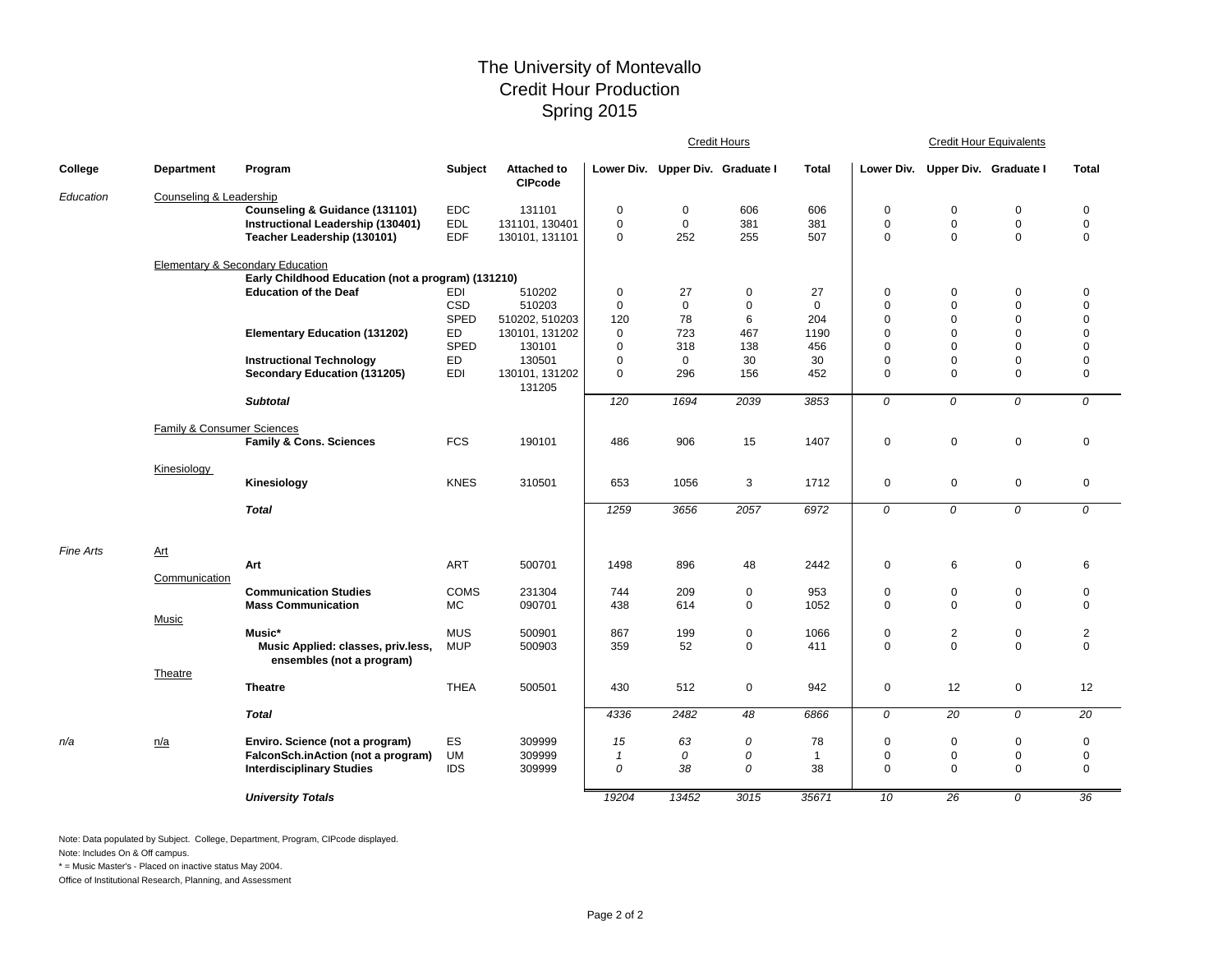# The University of Montevallo
## Credit Hour Production
## Spring 2015

| College | Department | Program | Subject | Attached to CIPcode | Credit Hours Lower Div. | Credit Hours Upper Div. | Credit Hours Graduate I | Credit Hours Total | Credit Hour Equivalents Lower Div. | Credit Hour Equivalents Upper Div. | Credit Hour Equivalents Graduate I | Credit Hour Equivalents Total |
|---|---|---|---|---|---|---|---|---|---|---|---|---|
| *Education* | Counseling & Leadership | | | | | | | | | | | |
| | | **Counseling & Guidance (131101)** | EDC | 131101 | 0 | 0 | 606 | 606 | 0 | 0 | 0 | 0 |
| | | **Instructional Leadership (130401)** | EDL | 131101, 130401 | 0 | 0 | 381 | 381 | 0 | 0 | 0 | 0 |
| | | **Teacher Leadership (130101)** | EDF | 130101, 131101 | 0 | 252 | 255 | 507 | 0 | 0 | 0 | 0 |
| | Elementary & Secondary Education | | | | | | | | | | | |
| | | **Early Childhood Education (not a program) (131210)** | | | | | | | | | | |
| | | **Education of the Deaf** | EDI | 510202 | 0 | 27 | 0 | 27 | 0 | 0 | 0 | 0 |
| | | | CSD | 510203 | 0 | 0 | 0 | 0 | 0 | 0 | 0 | 0 |
| | | | SPED | 510202, 510203 | 120 | 78 | 6 | 204 | 0 | 0 | 0 | 0 |
| | | **Elementary Education (131202)** | ED | 130101, 131202 | 0 | 723 | 467 | 1190 | 0 | 0 | 0 | 0 |
| | | | SPED | 130101 | 0 | 318 | 138 | 456 | 0 | 0 | 0 | 0 |
| | | **Instructional Technology** | ED | 130501 | 0 | 0 | 30 | 30 | 0 | 0 | 0 | 0 |
| | | **Secondary Education (131205)** | EDI | 130101, 131202 131205 | 0 | 296 | 156 | 452 | 0 | 0 | 0 | 0 |
| | | ***Subtotal*** | | | *120* | *1694* | *2039* | *3853* | *0* | *0* | *0* | *0* |
| | Family & Consumer Sciences | | | | | | | | | | | |
| | | **Family & Cons. Sciences** | FCS | 190101 | 486 | 906 | 15 | 1407 | 0 | 0 | 0 | 0 |
| | Kinesiology | | | | | | | | | | | |
| | | **Kinesiology** | KNES | 310501 | 653 | 1056 | 3 | 1712 | 0 | 0 | 0 | 0 |
| | | ***Total*** | | | *1259* | *3656* | *2057* | *6972* | *0* | *0* | *0* | *0* |
| *Fine Arts* | Art | | | | | | | | | | | |
| | | **Art** | ART | 500701 | 1498 | 896 | 48 | 2442 | 0 | 6 | 0 | 6 |
| | Communication | | | | | | | | | | | |
| | | **Communication Studies** | COMS | 231304 | 744 | 209 | 0 | 953 | 0 | 0 | 0 | 0 |
| | | **Mass Communication** | MC | 090701 | 438 | 614 | 0 | 1052 | 0 | 0 | 0 | 0 |
| | Music | | | | | | | | | | | |
| | | **Music*** | MUS | 500901 | 867 | 199 | 0 | 1066 | 0 | 2 | 0 | 2 |
| | | **Music Applied: classes, priv.less, ensembles (not a program)** | MUP | 500903 | 359 | 52 | 0 | 411 | 0 | 0 | 0 | 0 |
| | Theatre | | | | | | | | | | | |
| | | **Theatre** | THEA | 500501 | 430 | 512 | 0 | 942 | 0 | 12 | 0 | 12 |
| | | ***Total*** | | | *4336* | *2482* | *48* | *6866* | *0* | *20* | *0* | *20* |
| *n/a* | n/a | **Enviro. Science (not a program)** | ES | 309999 | *15* | *63* | *0* | 78 | 0 | 0 | 0 | 0 |
| | | **FalconSch.inAction (not a program)** | UM | 309999 | *1* | *0* | *0* | 1 | 0 | 0 | 0 | 0 |
| | | **Interdisciplinary Studies** | IDS | 309999 | *0* | *38* | *0* | 38 | 0 | 0 | 0 | 0 |
| | | ***University Totals*** | | | *19204* | *13452* | *3015* | *35671* | *10* | *26* | *0* | *36* |

Note: Data populated by Subject. College, Department, Program, CIPcode displayed.

Note: Includes On & Off campus.

* = Music Master's - Placed on inactive status May 2004.

Office of Institutional Research, Planning, and Assessment